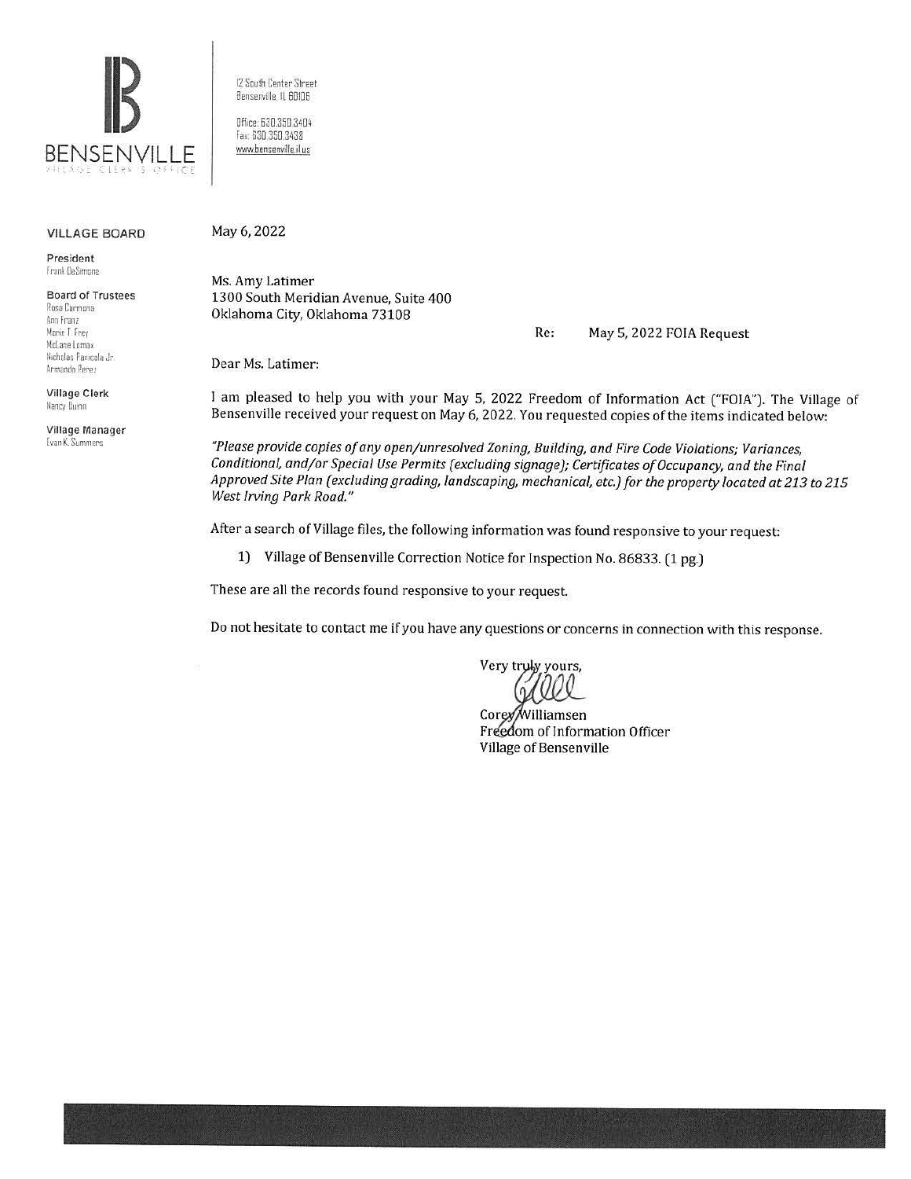**BENSENVILLE**
VILLAGE CLERK'S OFFICE

12 South Center Street
Bensenville, IL 60106

Office: 630.350.3404
Fax: 630.350.3438
www.bensenville.il.us

**VILLAGE BOARD**

**President**
Frank DeSimone

**Board of Trustees**
Rosa Carmona
Ann Franz
Marie T. Frey
McLane Lomax
Nicholas Panicola Jr.
Armando Perez

**Village Clerk**
Nancy Quinn

**Village Manager**
Evan K. Summers

May 6, 2022

Ms. Amy Latimer
1300 South Meridian Avenue, Suite 400
Oklahoma City, Oklahoma 73108

Re: May 5, 2022 FOIA Request

Dear Ms. Latimer:

I am pleased to help you with your May 5, 2022 Freedom of Information Act ("FOIA"). The Village of Bensenville received your request on May 6, 2022. You requested copies of the items indicated below:

*"Please provide copies of any open/unresolved Zoning, Building, and Fire Code Violations; Variances, Conditional, and/or Special Use Permits (excluding signage); Certificates of Occupancy, and the Final Approved Site Plan (excluding grading, landscaping, mechanical, etc.) for the property located at 213 to 215 West Irving Park Road."*

After a search of Village files, the following information was found responsive to your request:

1) Village of Bensenville Correction Notice for Inspection No. 86833. (1 pg.)

These are all the records found responsive to your request.

Do not hesitate to contact me if you have any questions or concerns in connection with this response.

Very truly yours,

Corey Williamsen
Freedom of Information Officer
Village of Bensenville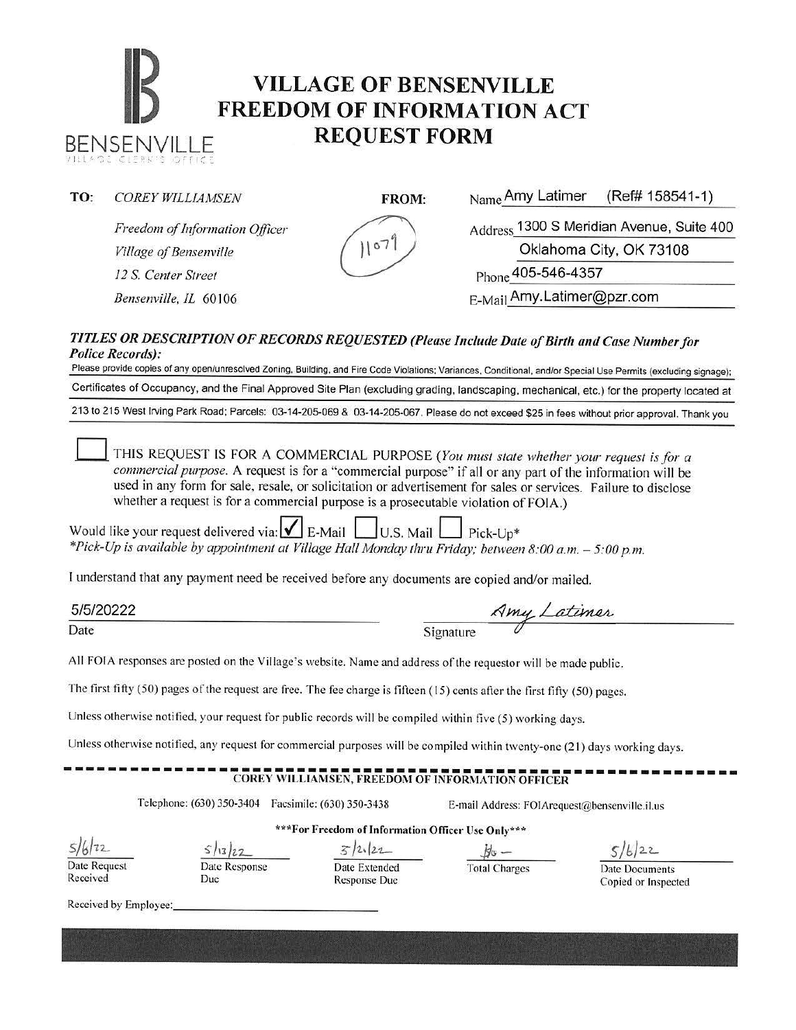BENSENVILLE

VILLAGE CLERK'S OFFICE

# VILLAGE OF BENSENVILLE FREEDOM OF INFORMATION ACT REQUEST FORM

**TO:** *COREY WILLIAMSEN*

*Freedom of Information Officer*

*Village of Bensenville*

*12 S. Center Street*

*Bensenville, IL 60106*

1079

**FROM:**

Name Amy Latimer (Ref# 158541-1)

Address 1300 S Meridian Avenue, Suite 400

Oklahoma City, OK 73108

Phone 405-546-4357

E-Mail Amy.Latimer@pzr.com

***TITLES OR DESCRIPTION OF RECORDS REQUESTED (Please Include Date of Birth and Case Number for Police Records):***

Please provide copies of any open/unresolved Zoning, Building, and Fire Code Violations; Variances, Conditional, and/or Special Use Permits (excluding signage); Certificates of Occupancy, and the Final Approved Site Plan (excluding grading, landscaping, mechanical, etc.) for the property located at 213 to 215 West Irving Park Road; Parcels: 03-14-205-069 & 03-14-205-067. Please do not exceed $25 in fees without prior approval. Thank you

☐ THIS REQUEST IS FOR A COMMERCIAL PURPOSE (*You must state whether your request is for a commercial purpose.* A request is for a "commercial purpose" if all or any part of the information will be used in any form for sale, resale, or solicitation or advertisement for sales or services. Failure to disclose whether a request is for a commercial purpose is a prosecutable violation of FOIA.)

Would like your request delivered via: ☑ E-Mail ☐ U.S. Mail ☐ Pick-Up*

*\*Pick-Up is available by appointment at Village Hall Monday thru Friday; between 8:00 a.m. – 5:00 p.m.*

I understand that any payment need be received before any documents are copied and/or mailed.

5/5/20222

Date

Amy Latimer

Signature

All FOIA responses are posted on the Village's website. Name and address of the requestor will be made public.

The first fifty (50) pages of the request are free. The fee charge is fifteen (15) cents after the first fifty (50) pages.

Unless otherwise notified, your request for public records will be compiled within five (5) working days.

Unless otherwise notified, any request for commercial purposes will be compiled within twenty-one (21) days working days.

---

**COREY WILLIAMSEN, FREEDOM OF INFORMATION OFFICER**

Telephone: (630) 350-3404 Facsimile: (630) 350-3438 E-mail Address: FOIArequest@bensenville.il.us

**\*\*\*For Freedom of Information Officer Use Only\*\*\***

| 5/6/22 | 5/13/22 | 5/21/22 | $0 — | 5/6/22 |
|---|---|---|---|---|
| Date Request Received | Date Response Due | Date Extended Response Due | Total Charges | Date Documents Copied or Inspected |

Received by Employee: \_\_\_\_\_\_\_\_\_\_\_\_\_\_\_\_\_\_\_\_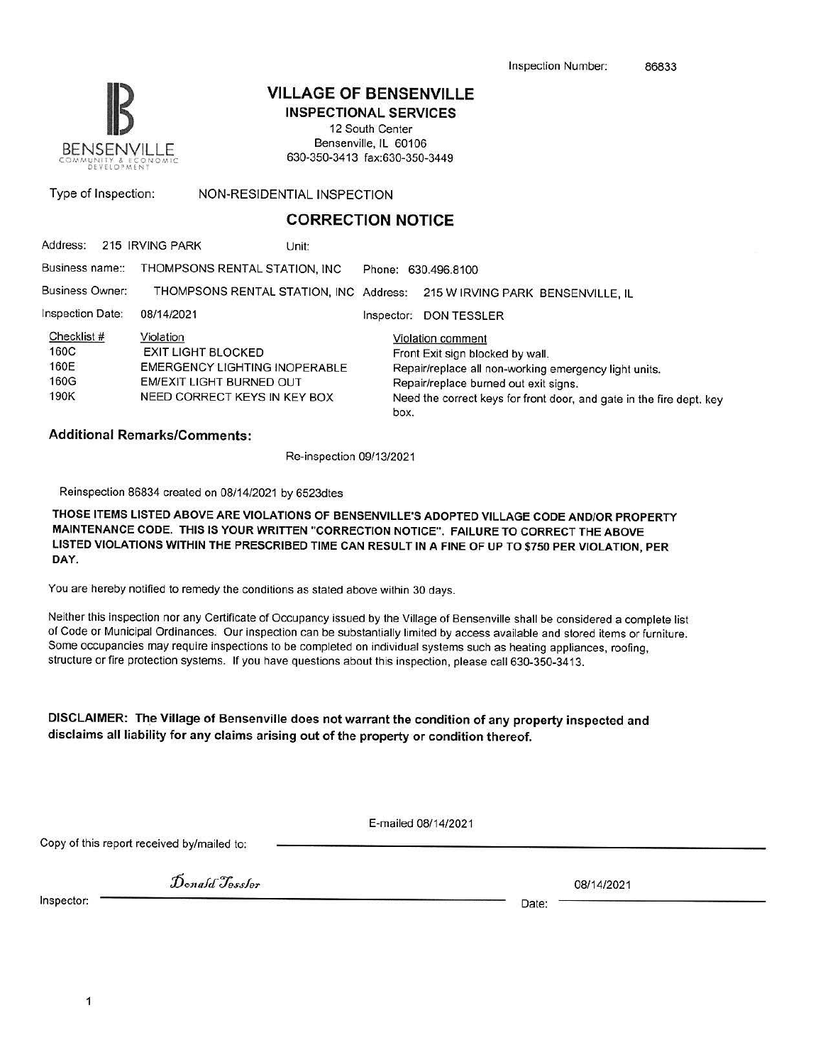Inspection Number: 86833

BENSENVILLE
COMMUNITY & ECONOMIC DEVELOPMENT

## VILLAGE OF BENSENVILLE

### INSPECTIONAL SERVICES

12 South Center
Bensenville, IL 60106
630-350-3413 fax:630-350-3449

Type of Inspection: NON-RESIDENTIAL INSPECTION

## CORRECTION NOTICE

Address: 215 IRVING PARK Unit:

Business name:: THOMPSONS RENTAL STATION, INC Phone: 630.496.8100

Business Owner: THOMPSONS RENTAL STATION, INC Address: 215 W IRVING PARK BENSENVILLE, IL

Inspection Date: 08/14/2021 Inspector: DON TESSLER

| Checklist # | Violation | Violation comment |
|---|---|---|
| 160C | EXIT LIGHT BLOCKED | Front Exit sign blocked by wall. |
| 160E | EMERGENCY LIGHTING INOPERABLE | Repair/replace all non-working emergency light units. |
| 160G | EM/EXIT LIGHT BURNED OUT | Repair/replace burned out exit signs. |
| 190K | NEED CORRECT KEYS IN KEY BOX | Need the correct keys for front door, and gate in the fire dept. key box. |

### Additional Remarks/Comments:

Re-inspection 09/13/2021

Reinspection 86834 created on 08/14/2021 by 6523dtes

**THOSE ITEMS LISTED ABOVE ARE VIOLATIONS OF BENSENVILLE'S ADOPTED VILLAGE CODE AND/OR PROPERTY MAINTENANCE CODE. THIS IS YOUR WRITTEN "CORRECTION NOTICE". FAILURE TO CORRECT THE ABOVE LISTED VIOLATIONS WITHIN THE PRESCRIBED TIME CAN RESULT IN A FINE OF UP TO $750 PER VIOLATION, PER DAY.**

You are hereby notified to remedy the conditions as stated above within 30 days.

Neither this inspection nor any Certificate of Occupancy issued by the Village of Bensenville shall be considered a complete list of Code or Municipal Ordinances. Our inspection can be substantially limited by access available and stored items or furniture. Some occupancies may require inspections to be completed on individual systems such as heating appliances, roofing, structure or fire protection systems. If you have questions about this inspection, please call 630-350-3413.

**DISCLAIMER: The Village of Bensenville does not warrant the condition of any property inspected and disclaims all liability for any claims arising out of the property or condition thereof.**

Copy of this report received by/mailed to: E-mailed 08/14/2021

Inspector: *Donald Tessler* Date: 08/14/2021